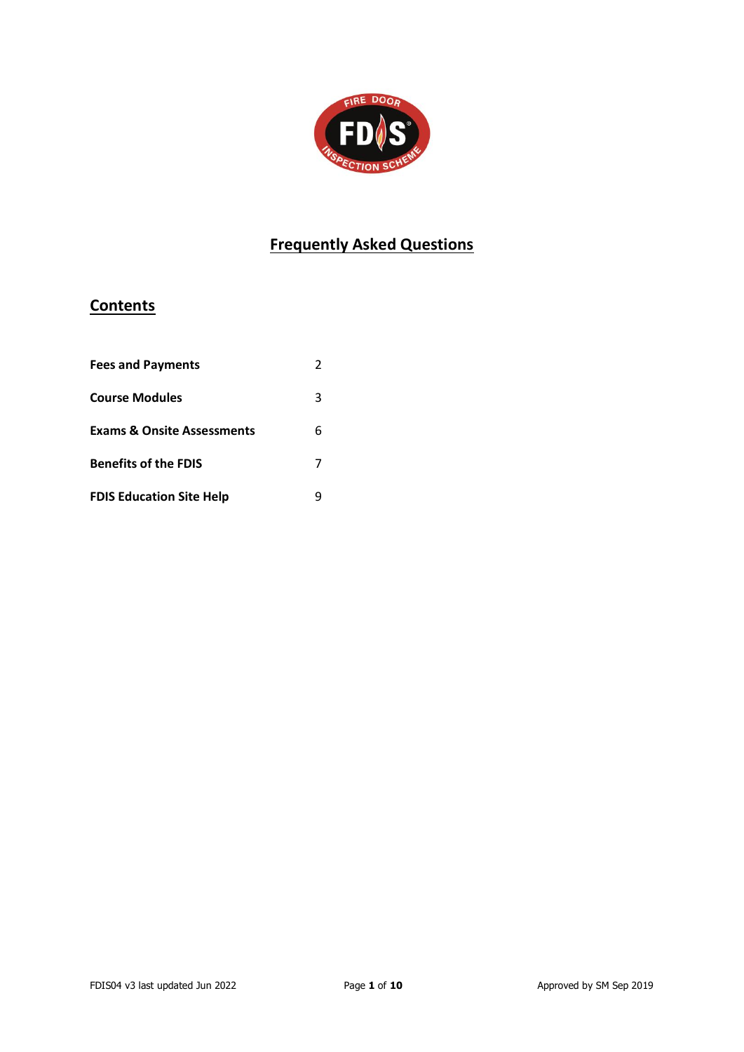# Frequently Asked Questions

## Contents

| | |
|---|---|
| **Fees and Payments** | 2 |
| **Course Modules** | 3 |
| **Exams & Onsite Assessments** | 6 |
| **Benefits of the FDIS** | 7 |
| **FDIS Education Site Help** | 9 |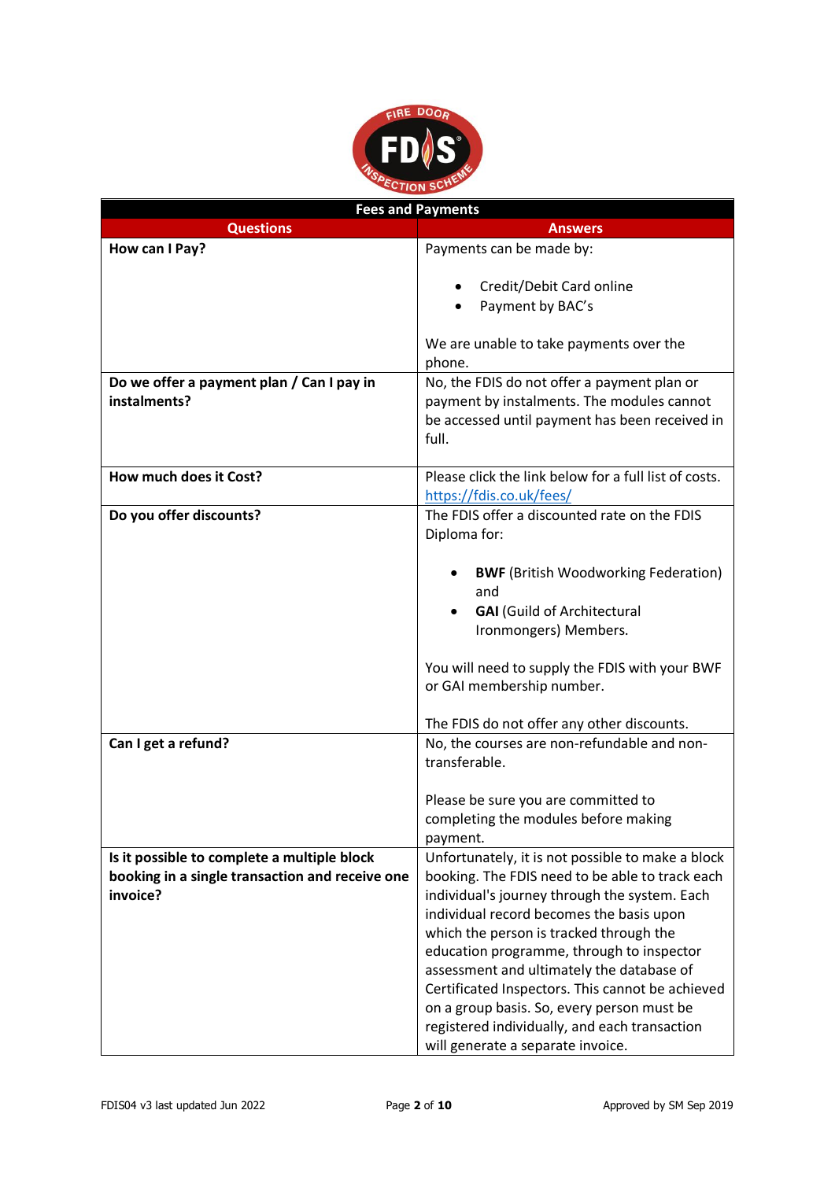| Fees and Payments | |
|---|---|
| **Questions** | **Answers** |
| **How can I Pay?** | Payments can be made by:<br><br>• Credit/Debit Card online<br>• Payment by BAC's<br><br>We are unable to take payments over the phone. |
| **Do we offer a payment plan / Can I pay in instalments?** | No, the FDIS do not offer a payment plan or payment by instalments. The modules cannot be accessed until payment has been received in full. |
| **How much does it Cost?** | Please click the link below for a full list of costs.<br>https://fdis.co.uk/fees/ |
| **Do you offer discounts?** | The FDIS offer a discounted rate on the FDIS Diploma for:<br><br>• **BWF** (British Woodworking Federation) and<br>• **GAI** (Guild of Architectural Ironmongers) Members.<br><br>You will need to supply the FDIS with your BWF or GAI membership number.<br><br>The FDIS do not offer any other discounts. |
| **Can I get a refund?** | No, the courses are non-refundable and non-transferable.<br><br>Please be sure you are committed to completing the modules before making payment. |
| **Is it possible to complete a multiple block booking in a single transaction and receive one invoice?** | Unfortunately, it is not possible to make a block booking. The FDIS need to be able to track each individual's journey through the system. Each individual record becomes the basis upon which the person is tracked through the education programme, through to inspector assessment and ultimately the database of Certificated Inspectors. This cannot be achieved on a group basis. So, every person must be registered individually, and each transaction will generate a separate invoice. |

FDIS04 v3 last updated Jun 2022 — Approved by SM Sep 2019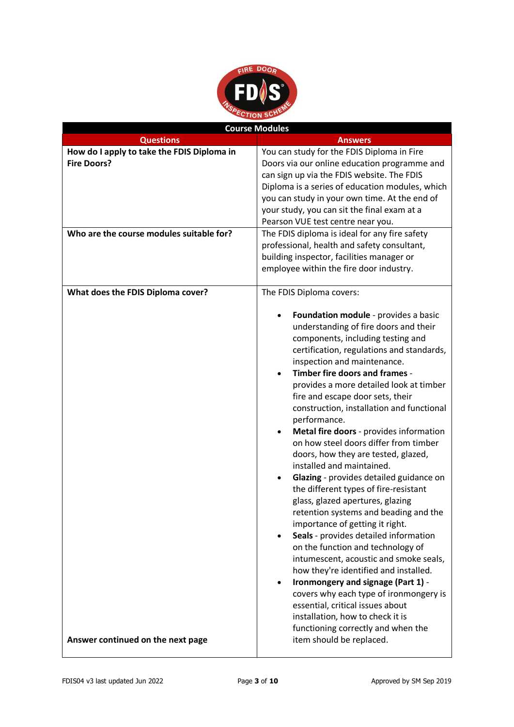| Course Modules | |
|---|---|
| **Questions** | **Answers** |
| **How do I apply to take the FDIS Diploma in Fire Doors?** | You can study for the FDIS Diploma in Fire Doors via our online education programme and can sign up via the FDIS website. The FDIS Diploma is a series of education modules, which you can study in your own time. At the end of your study, you can sit the final exam at a Pearson VUE test centre near you. |
| **Who are the course modules suitable for?** | The FDIS diploma is ideal for any fire safety professional, health and safety consultant, building inspector, facilities manager or employee within the fire door industry. |
| **What does the FDIS Diploma cover?**<br><br>**Answer continued on the next page** | The FDIS Diploma covers:<br><br>• **Foundation module** - provides a basic understanding of fire doors and their components, including testing and certification, regulations and standards, inspection and maintenance.<br>• **Timber fire doors and frames** - provides a more detailed look at timber fire and escape door sets, their construction, installation and functional performance.<br>• **Metal fire doors** - provides information on how steel doors differ from timber doors, how they are tested, glazed, installed and maintained.<br>• **Glazing** - provides detailed guidance on the different types of fire-resistant glass, glazed apertures, glazing retention systems and beading and the importance of getting it right.<br>• **Seals** - provides detailed information on the function and technology of intumescent, acoustic and smoke seals, how they're identified and installed.<br>• **Ironmongery and signage (Part 1)** - covers why each type of ironmongery is essential, critical issues about installation, how to check it is functioning correctly and when the item should be replaced. |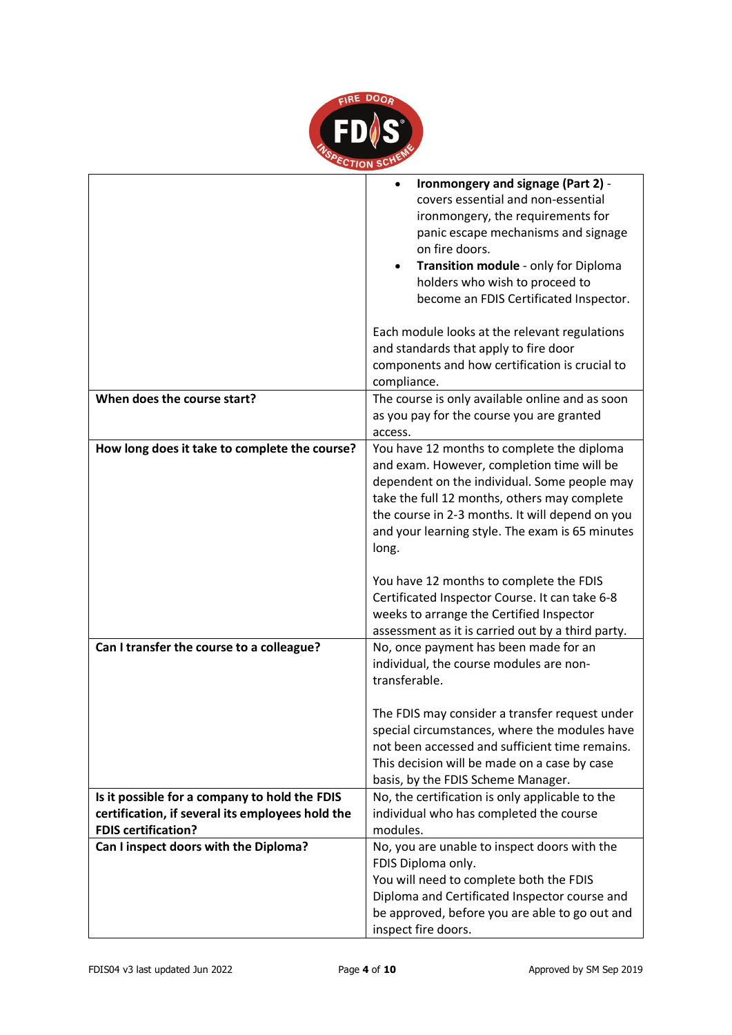| | |
|---|---|
| | <ul><li>**Ironmongery and signage (Part 2)** - covers essential and non-essential ironmongery, the requirements for panic escape mechanisms and signage on fire doors.</li><li>**Transition module** - only for Diploma holders who wish to proceed to become an FDIS Certificated Inspector.</li></ul>Each module looks at the relevant regulations and standards that apply to fire door components and how certification is crucial to compliance. |
| **When does the course start?** | The course is only available online and as soon as you pay for the course you are granted access. |
| **How long does it take to complete the course?** | You have 12 months to complete the diploma and exam. However, completion time will be dependent on the individual. Some people may take the full 12 months, others may complete the course in 2-3 months. It will depend on you and your learning style. The exam is 65 minutes long.<br><br>You have 12 months to complete the FDIS Certificated Inspector Course. It can take 6-8 weeks to arrange the Certified Inspector assessment as it is carried out by a third party. |
| **Can I transfer the course to a colleague?** | No, once payment has been made for an individual, the course modules are non-transferable.<br><br>The FDIS may consider a transfer request under special circumstances, where the modules have not been accessed and sufficient time remains. This decision will be made on a case by case basis, by the FDIS Scheme Manager. |
| **Is it possible for a company to hold the FDIS certification, if several its employees hold the FDIS certification?** | No, the certification is only applicable to the individual who has completed the course modules. |
| **Can I inspect doors with the Diploma?** | No, you are unable to inspect doors with the FDIS Diploma only.<br>You will need to complete both the FDIS Diploma and Certificated Inspector course and be approved, before you are able to go out and inspect fire doors. |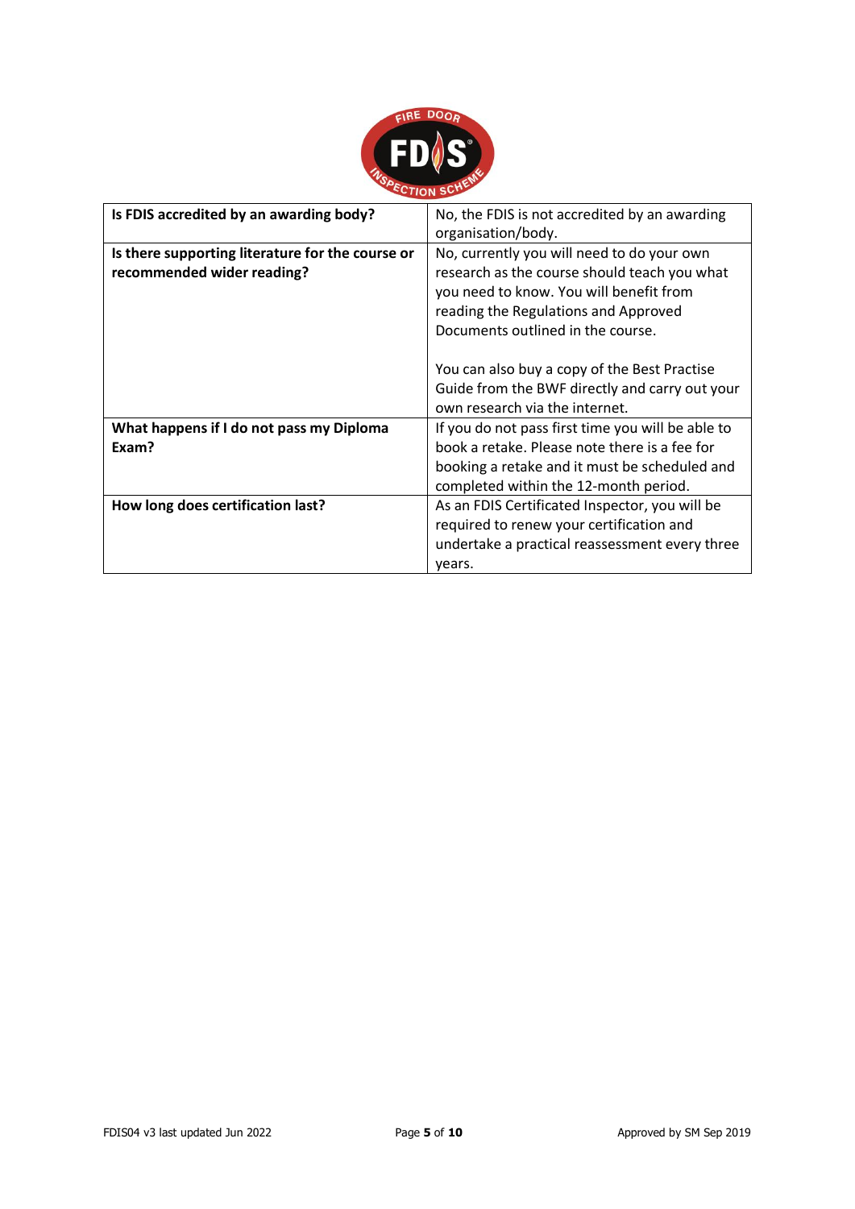| **Is FDIS accredited by an awarding body?** | No, the FDIS is not accredited by an awarding organisation/body. |
|---|---|
| **Is there supporting literature for the course or recommended wider reading?** | No, currently you will need to do your own research as the course should teach you what you need to know. You will benefit from reading the Regulations and Approved Documents outlined in the course.<br><br>You can also buy a copy of the Best Practise Guide from the BWF directly and carry out your own research via the internet. |
| **What happens if I do not pass my Diploma Exam?** | If you do not pass first time you will be able to book a retake. Please note there is a fee for booking a retake and it must be scheduled and completed within the 12-month period. |
| **How long does certification last?** | As an FDIS Certificated Inspector, you will be required to renew your certification and undertake a practical reassessment every three years. |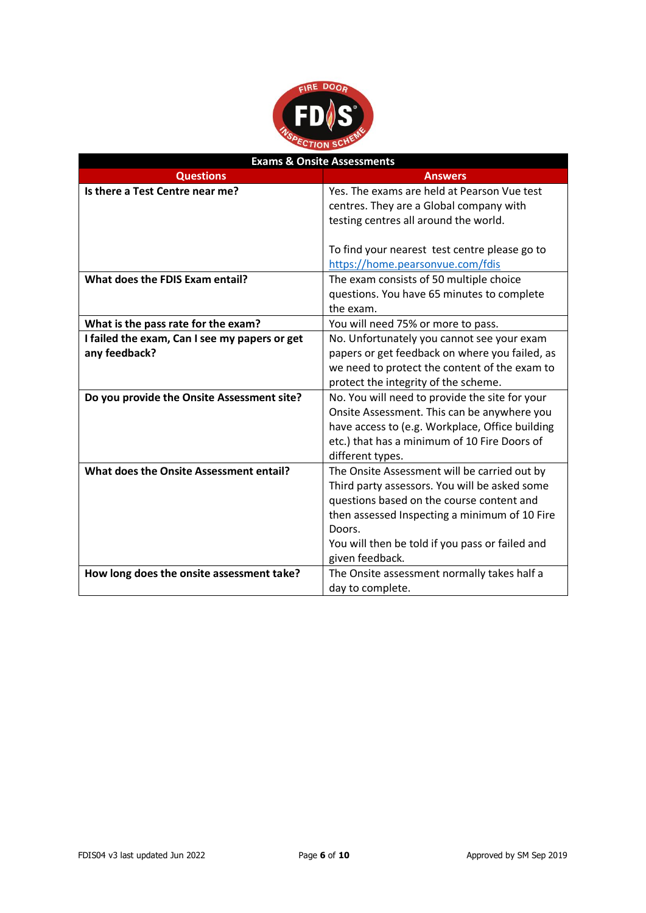| Exams & Onsite Assessments | |
|---|---|
| **Questions** | **Answers** |
| **Is there a Test Centre near me?** | Yes. The exams are held at Pearson Vue test centres. They are a Global company with testing centres all around the world.<br><br>To find your nearest test centre please go to https://home.pearsonvue.com/fdis |
| **What does the FDIS Exam entail?** | The exam consists of 50 multiple choice questions. You have 65 minutes to complete the exam. |
| **What is the pass rate for the exam?** | You will need 75% or more to pass. |
| **I failed the exam, Can I see my papers or get any feedback?** | No. Unfortunately you cannot see your exam papers or get feedback on where you failed, as we need to protect the content of the exam to protect the integrity of the scheme. |
| **Do you provide the Onsite Assessment site?** | No. You will need to provide the site for your Onsite Assessment. This can be anywhere you have access to (e.g. Workplace, Office building etc.) that has a minimum of 10 Fire Doors of different types. |
| **What does the Onsite Assessment entail?** | The Onsite Assessment will be carried out by Third party assessors. You will be asked some questions based on the course content and then assessed Inspecting a minimum of 10 Fire Doors.<br>You will then be told if you pass or failed and given feedback. |
| **How long does the onsite assessment take?** | The Onsite assessment normally takes half a day to complete. |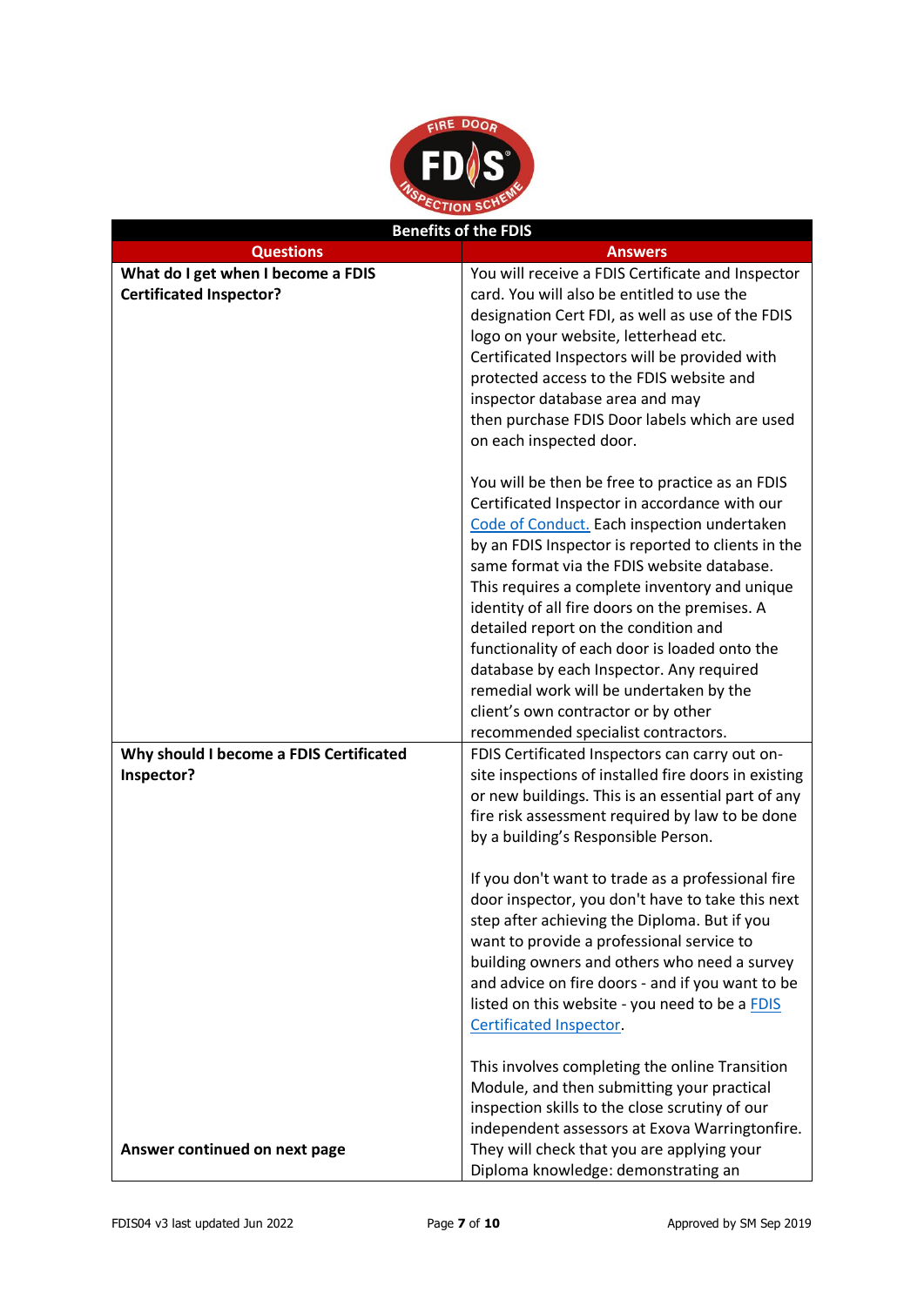| Benefits of the FDIS | |
|---|---|
| **Questions** | **Answers** |
| **What do I get when I become a FDIS Certificated Inspector?** | You will receive a FDIS Certificate and Inspector card. You will also be entitled to use the designation Cert FDI, as well as use of the FDIS logo on your website, letterhead etc. Certificated Inspectors will be provided with protected access to the FDIS website and inspector database area and may then purchase FDIS Door labels which are used on each inspected door.<br><br>You will be then be free to practice as an FDIS Certificated Inspector in accordance with our [Code of Conduct.](Code of Conduct) Each inspection undertaken by an FDIS Inspector is reported to clients in the same format via the FDIS website database. This requires a complete inventory and unique identity of all fire doors on the premises. A detailed report on the condition and functionality of each door is loaded onto the database by each Inspector. Any required remedial work will be undertaken by the client's own contractor or by other recommended specialist contractors. |
| **Why should I become a FDIS Certificated Inspector?**<br><br>**Answer continued on next page** | FDIS Certificated Inspectors can carry out on-site inspections of installed fire doors in existing or new buildings. This is an essential part of any fire risk assessment required by law to be done by a building's Responsible Person.<br><br>If you don't want to trade as a professional fire door inspector, you don't have to take this next step after achieving the Diploma. But if you want to provide a professional service to building owners and others who need a survey and advice on fire doors - and if you want to be listed on this website - you need to be a [FDIS Certificated Inspector](FDIS Certificated Inspector).<br><br>This involves completing the online Transition Module, and then submitting your practical inspection skills to the close scrutiny of our independent assessors at Exova Warringtonfire. They will check that you are applying your Diploma knowledge: demonstrating an |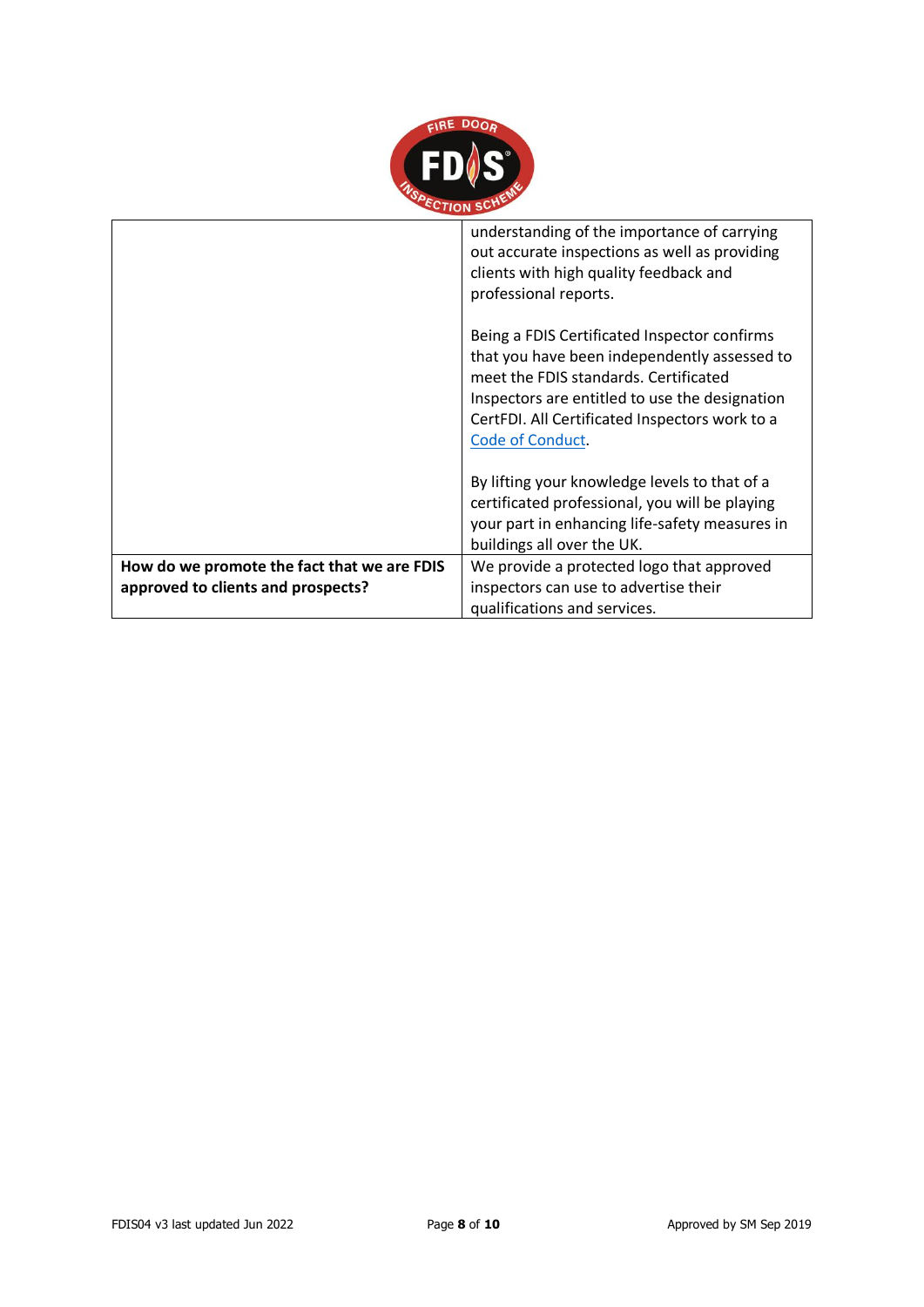| | |
|---|---|
| | understanding of the importance of carrying out accurate inspections as well as providing clients with high quality feedback and professional reports.<br><br>Being a FDIS Certificated Inspector confirms that you have been independently assessed to meet the FDIS standards. Certificated Inspectors are entitled to use the designation CertFDI. All Certificated Inspectors work to a Code of Conduct.<br><br>By lifting your knowledge levels to that of a certificated professional, you will be playing your part in enhancing life-safety measures in buildings all over the UK. |
| **How do we promote the fact that we are FDIS approved to clients and prospects?** | We provide a protected logo that approved inspectors can use to advertise their qualifications and services. |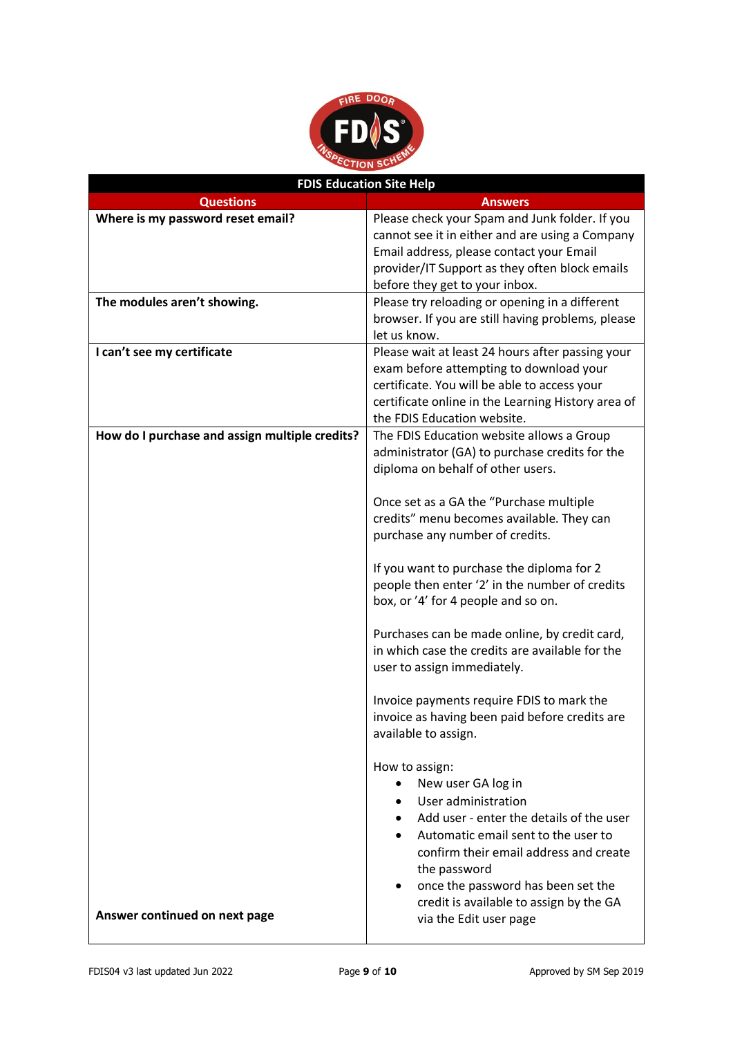| FDIS Education Site Help | |
|---|---|
| **Questions** | **Answers** |
| **Where is my password reset email?** | Please check your Spam and Junk folder. If you cannot see it in either and are using a Company Email address, please contact your Email provider/IT Support as they often block emails before they get to your inbox. |
| **The modules aren't showing.** | Please try reloading or opening in a different browser. If you are still having problems, please let us know. |
| **I can't see my certificate** | Please wait at least 24 hours after passing your exam before attempting to download your certificate. You will be able to access your certificate online in the Learning History area of the FDIS Education website. |
| **How do I purchase and assign multiple credits?**<br><br>**Answer continued on next page** | The FDIS Education website allows a Group administrator (GA) to purchase credits for the diploma on behalf of other users.<br><br>Once set as a GA the "Purchase multiple credits" menu becomes available. They can purchase any number of credits.<br><br>If you want to purchase the diploma for 2 people then enter '2' in the number of credits box, or '4' for 4 people and so on.<br><br>Purchases can be made online, by credit card, in which case the credits are available for the user to assign immediately.<br><br>Invoice payments require FDIS to mark the invoice as having been paid before credits are available to assign.<br><br>How to assign:<br>• New user GA log in<br>• User administration<br>• Add user - enter the details of the user<br>• Automatic email sent to the user to confirm their email address and create the password<br>• once the password has been set the credit is available to assign by the GA via the Edit user page |

FDIS04 v3 last updated Jun 2022

Approved by SM Sep 2019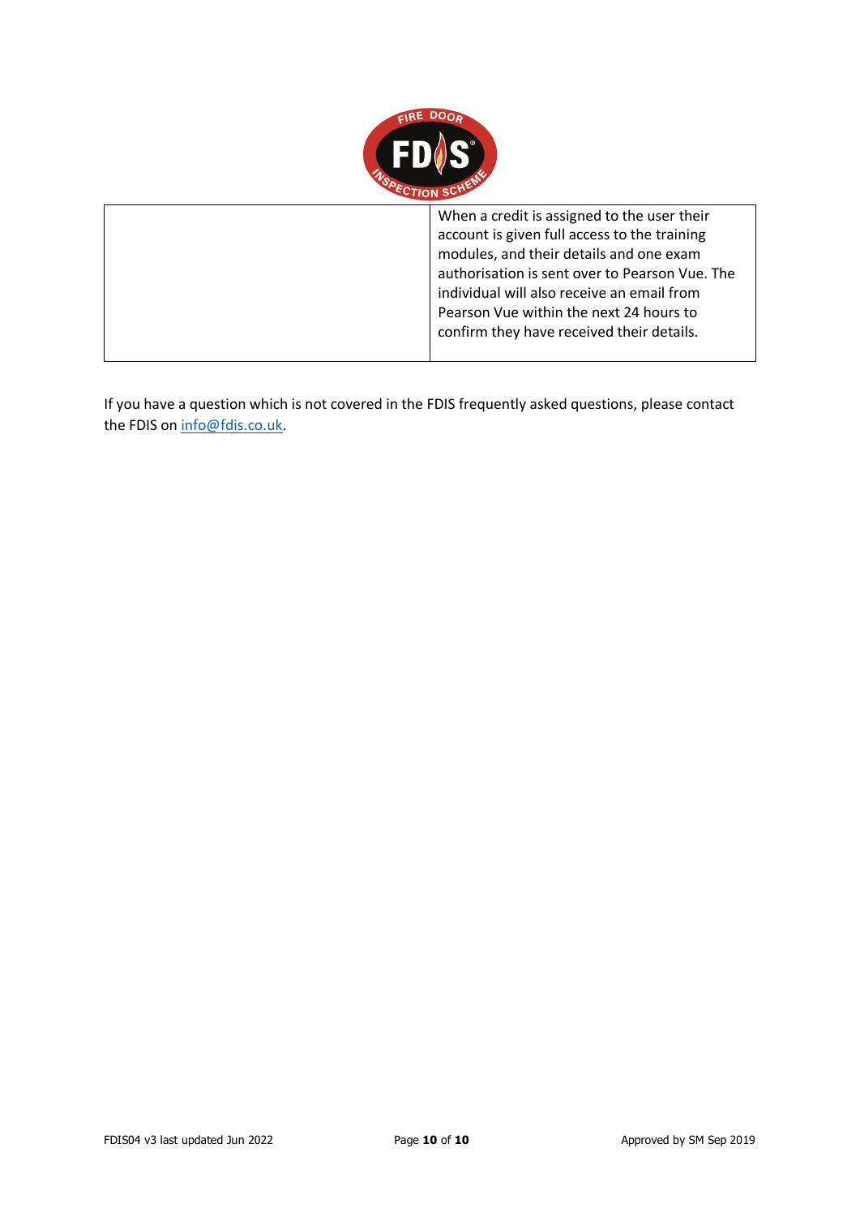| | |
|---|---|
| | When a credit is assigned to the user their account is given full access to the training modules, and their details and one exam authorisation is sent over to Pearson Vue. The individual will also receive an email from Pearson Vue within the next 24 hours to confirm they have received their details. |

If you have a question which is not covered in the FDIS frequently asked questions, please contact the FDIS on info@fdis.co.uk.